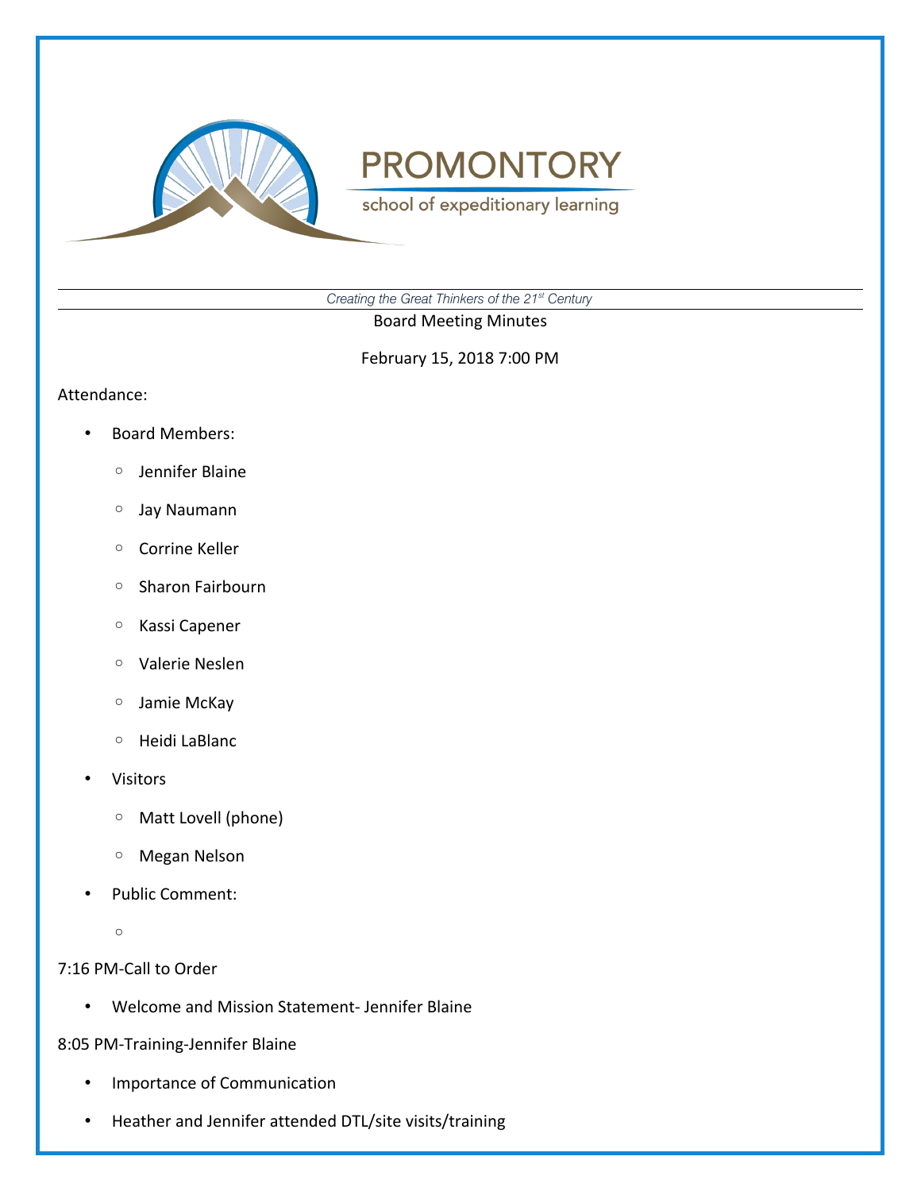PROMONTORY

school of expeditionary learning

*Creating the Great Thinkers of the 21st Century*

Board Meeting Minutes

February 15, 2018 7:00 PM

Attendance:

- Board Members:
  - Jennifer Blaine
  - Jay Naumann
  - Corrine Keller
  - Sharon Fairbourn
  - Kassi Capener
  - Valerie Neslen
  - Jamie McKay
  - Heidi LaBlanc
- Visitors
  - Matt Lovell (phone)
  - Megan Nelson
- Public Comment:
  - 

7:16 PM-Call to Order

- Welcome and Mission Statement- Jennifer Blaine

8:05 PM-Training-Jennifer Blaine

- Importance of Communication
- Heather and Jennifer attended DTL/site visits/training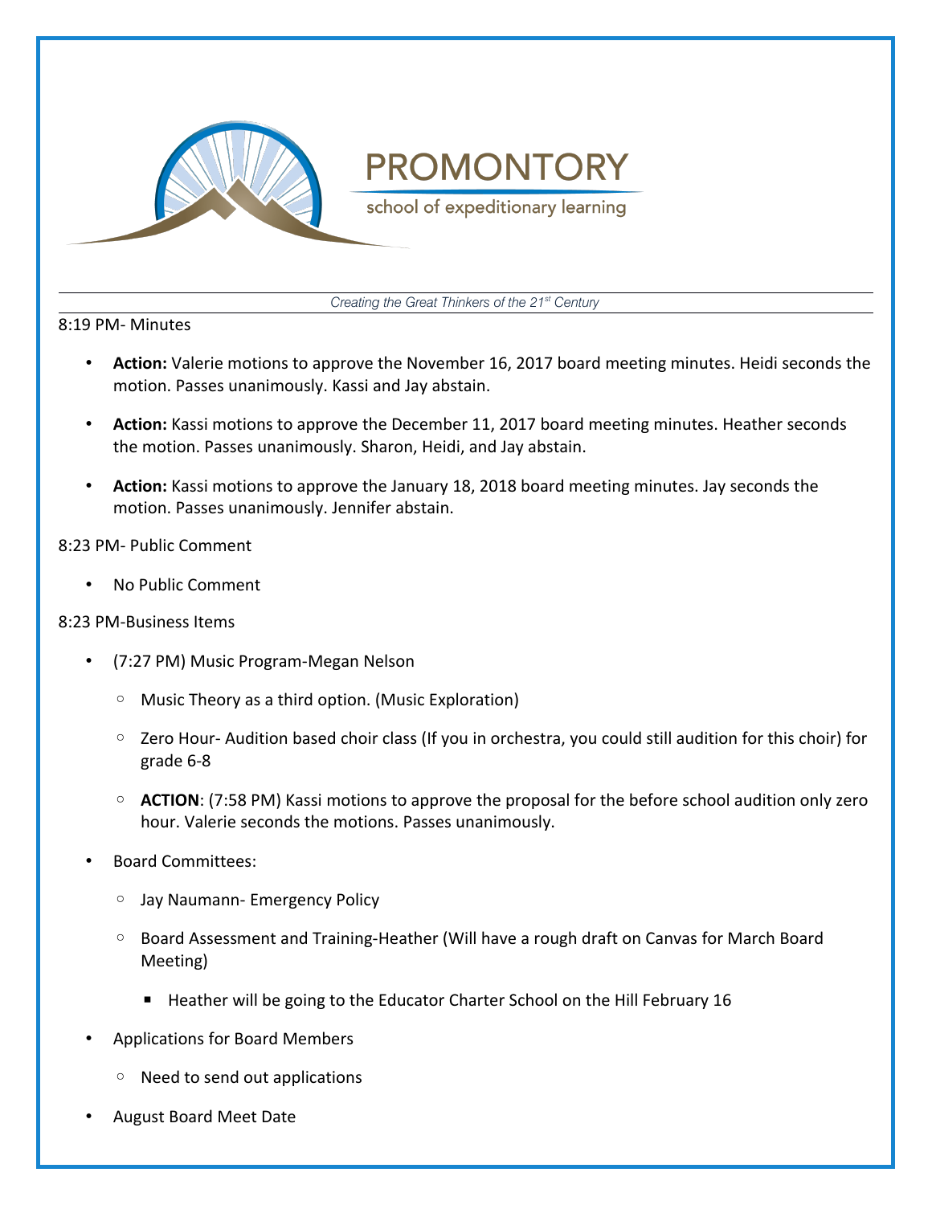8:19 PM- Minutes

- **Action:** Valerie motions to approve the November 16, 2017 board meeting minutes. Heidi seconds the motion. Passes unanimously. Kassi and Jay abstain.
- **Action:** Kassi motions to approve the December 11, 2017 board meeting minutes. Heather seconds the motion. Passes unanimously. Sharon, Heidi, and Jay abstain.
- **Action:** Kassi motions to approve the January 18, 2018 board meeting minutes. Jay seconds the motion. Passes unanimously. Jennifer abstain.

8:23 PM- Public Comment

- No Public Comment

8:23 PM-Business Items

- (7:27 PM) Music Program-Megan Nelson
  - Music Theory as a third option. (Music Exploration)
  - Zero Hour- Audition based choir class (If you in orchestra, you could still audition for this choir) for grade 6-8
  - **ACTION**: (7:58 PM) Kassi motions to approve the proposal for the before school audition only zero hour. Valerie seconds the motions. Passes unanimously.
- Board Committees:
  - Jay Naumann- Emergency Policy
  - Board Assessment and Training-Heather (Will have a rough draft on Canvas for March Board Meeting)
    - Heather will be going to the Educator Charter School on the Hill February 16
- Applications for Board Members
  - Need to send out applications
- August Board Meet Date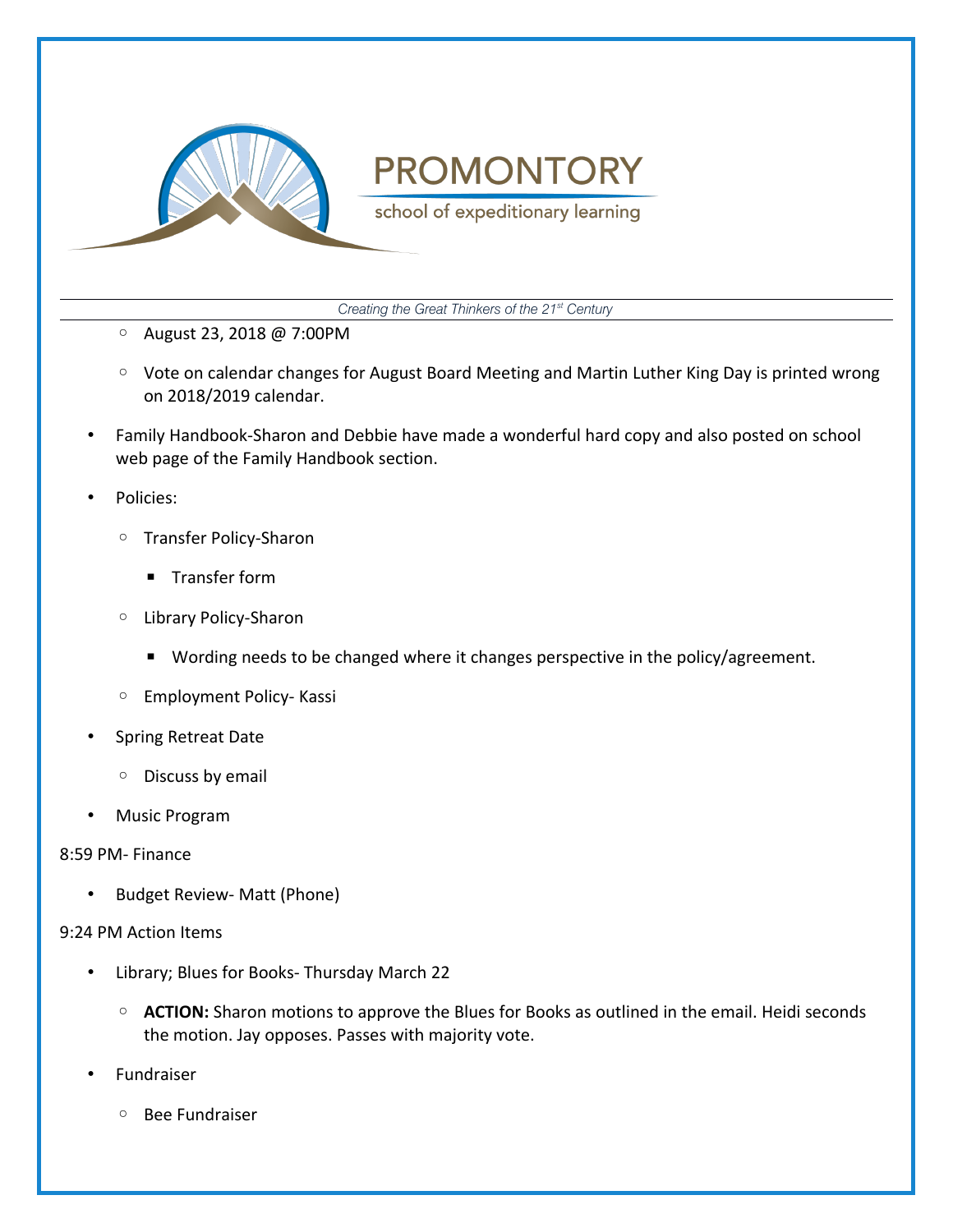- August 23, 2018 @ 7:00PM
- Vote on calendar changes for August Board Meeting and Martin Luther King Day is printed wrong on 2018/2019 calendar.

- Family Handbook-Sharon and Debbie have made a wonderful hard copy and also posted on school web page of the Family Handbook section.
- Policies:
  - Transfer Policy-Sharon
    - Transfer form
  - Library Policy-Sharon
    - Wording needs to be changed where it changes perspective in the policy/agreement.
  - Employment Policy- Kassi
- Spring Retreat Date
  - Discuss by email
- Music Program

8:59 PM- Finance

- Budget Review- Matt (Phone)

9:24 PM Action Items

- Library; Blues for Books- Thursday March 22
  - **ACTION:** Sharon motions to approve the Blues for Books as outlined in the email. Heidi seconds the motion. Jay opposes. Passes with majority vote.
- Fundraiser
  - Bee Fundraiser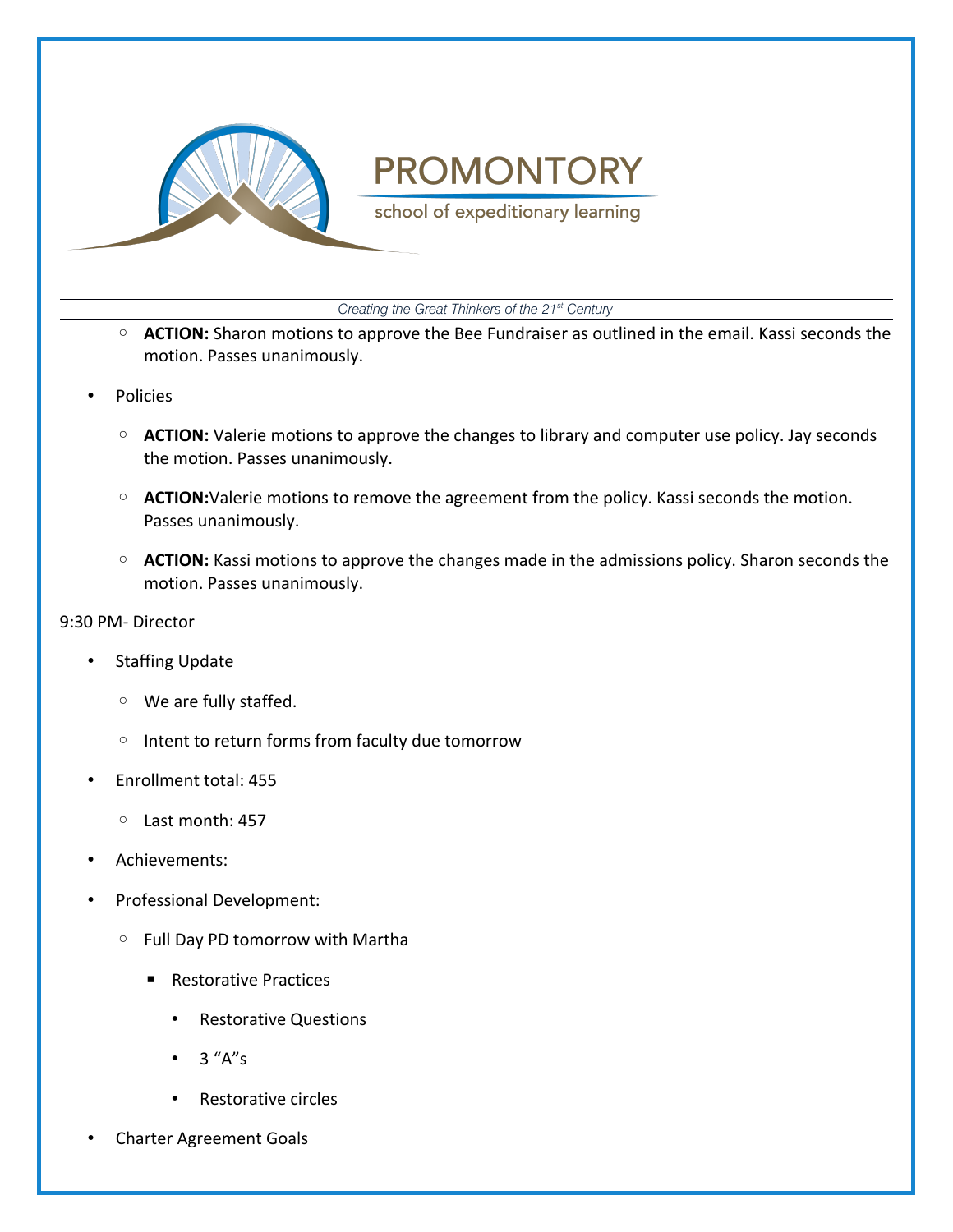- **ACTION:** Sharon motions to approve the Bee Fundraiser as outlined in the email. Kassi seconds the motion. Passes unanimously.

- Policies
  - **ACTION:** Valerie motions to approve the changes to library and computer use policy. Jay seconds the motion. Passes unanimously.
  - **ACTION:**Valerie motions to remove the agreement from the policy. Kassi seconds the motion. Passes unanimously.
  - **ACTION:** Kassi motions to approve the changes made in the admissions policy. Sharon seconds the motion. Passes unanimously.

9:30 PM- Director

- Staffing Update
  - We are fully staffed.
  - Intent to return forms from faculty due tomorrow
- Enrollment total: 455
  - Last month: 457
- Achievements:
- Professional Development:
  - Full Day PD tomorrow with Martha
    - Restorative Practices
      - Restorative Questions
      - 3 “A”s
      - Restorative circles
- Charter Agreement Goals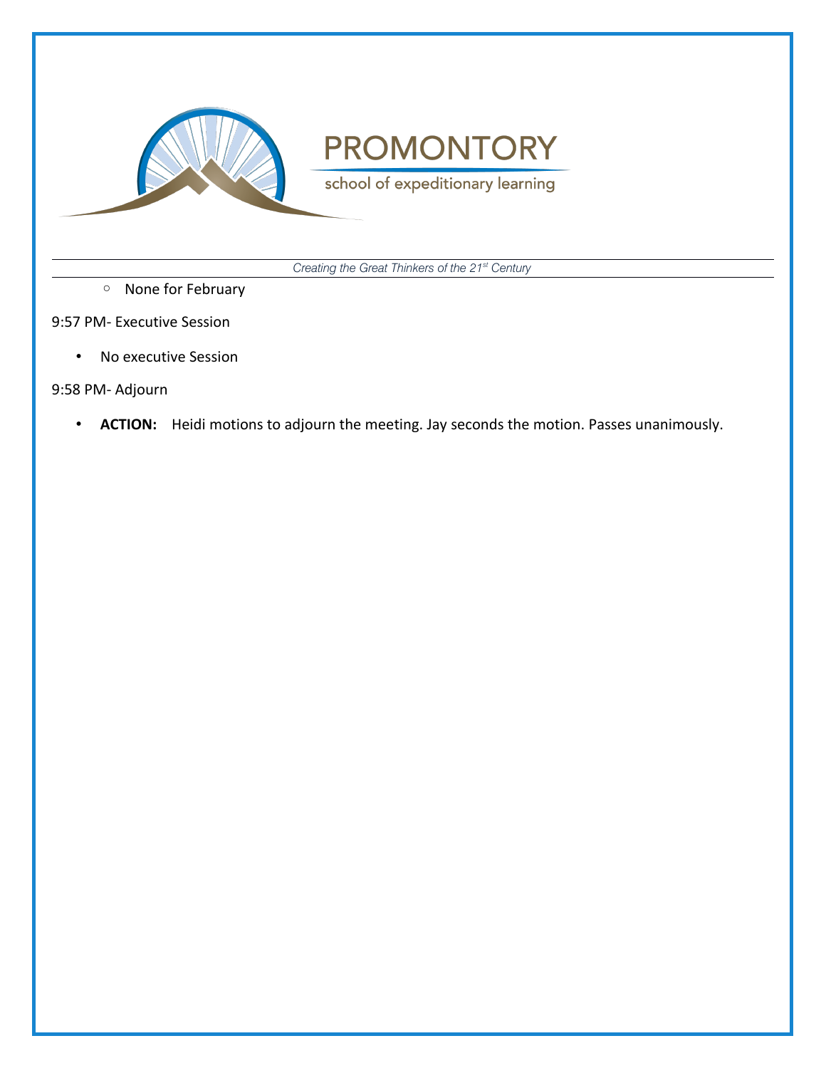- None for February

9:57 PM- Executive Session

- No executive Session

9:58 PM- Adjourn

- **ACTION:** Heidi motions to adjourn the meeting. Jay seconds the motion. Passes unanimously.